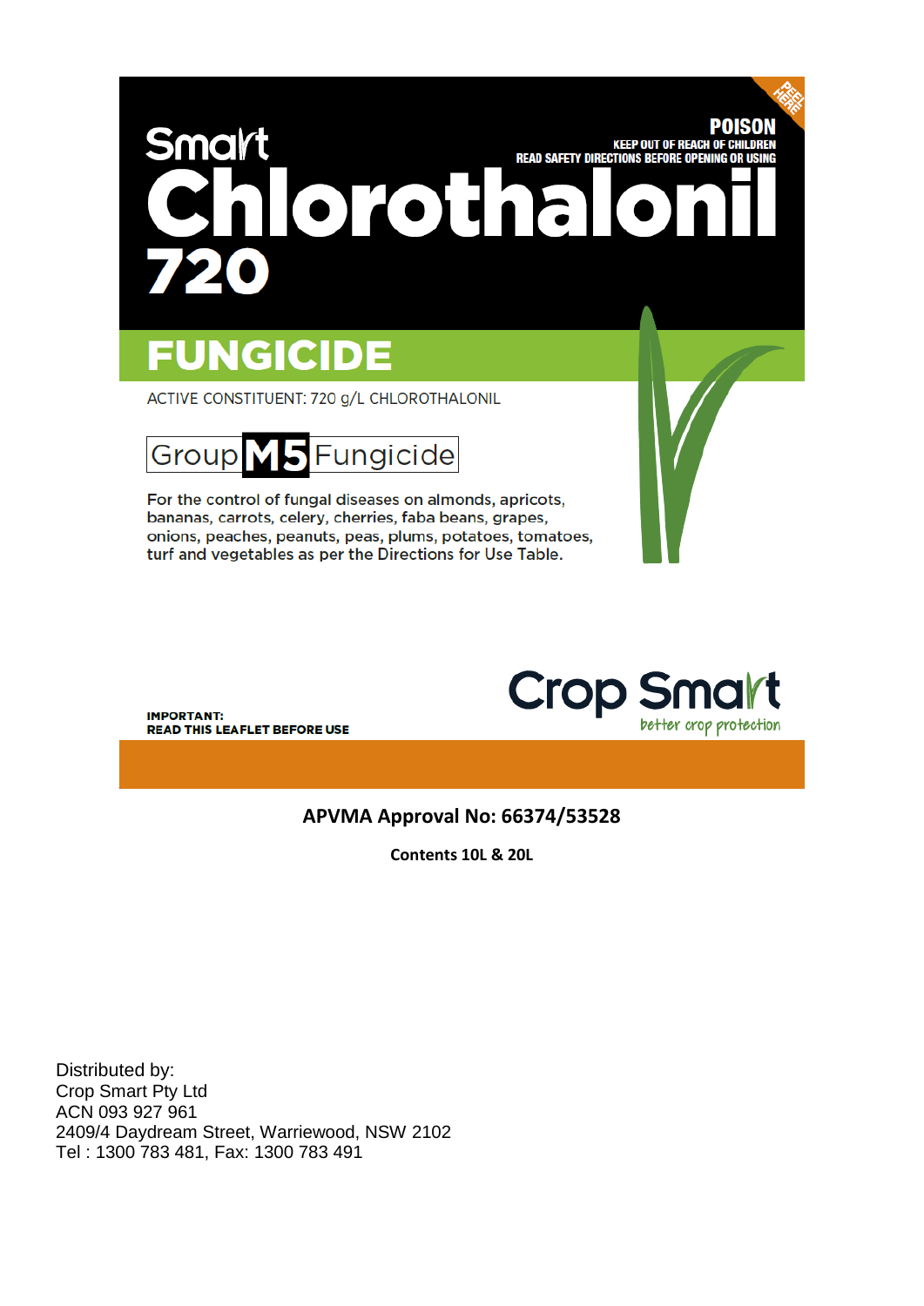PEEL HERE

**POISON**

**KEEP OUT OF REACH OF CHILDREN**

**READ SAFETY DIRECTIONS BEFORE OPENING OR USING**

# Smart Chlorothalonil 720

## FUNGICIDE

ACTIVE CONSTITUENT: 720 g/L CHLOROTHALONIL

**Group M5 Fungicide**

For the control of fungal diseases on almonds, apricots, bananas, carrots, celery, cherries, faba beans, grapes, onions, peaches, peanuts, peas, plums, potatoes, tomatoes, turf and vegetables as per the Directions for Use Table.

**IMPORTANT:**
**READ THIS LEAFLET BEFORE USE**

Crop Smart
better crop protection

**APVMA Approval No: 66374/53528**

**Contents 10L & 20L**

Distributed by:
Crop Smart Pty Ltd
ACN 093 927 961
2409/4 Daydream Street, Warriewood, NSW 2102
Tel : 1300 783 481, Fax: 1300 783 491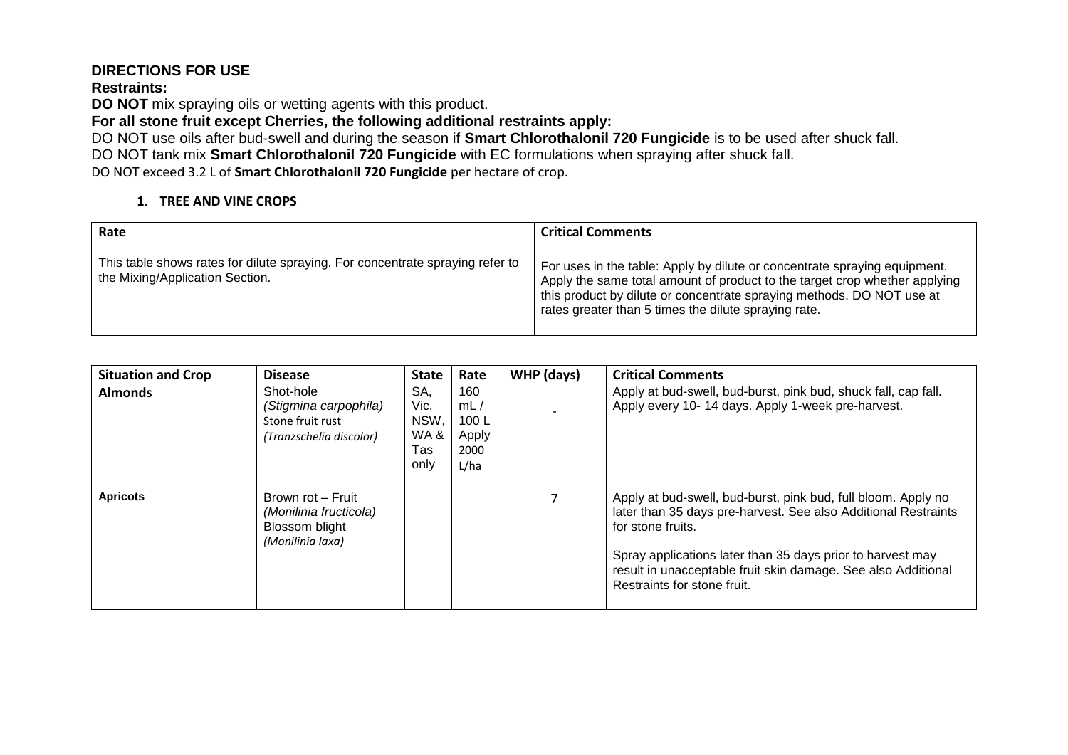**DIRECTIONS FOR USE**

**Restraints:**

**DO NOT** mix spraying oils or wetting agents with this product.

**For all stone fruit except Cherries, the following additional restraints apply:**

DO NOT use oils after bud-swell and during the season if **Smart Chlorothalonil 720 Fungicide** is to be used after shuck fall.

DO NOT tank mix **Smart Chlorothalonil 720 Fungicide** with EC formulations when spraying after shuck fall.

DO NOT exceed 3.2 L of **Smart Chlorothalonil 720 Fungicide** per hectare of crop.

1. **TREE AND VINE CROPS**

| Rate | Critical Comments |
|---|---|
| This table shows rates for dilute spraying. For concentrate spraying refer to the Mixing/Application Section. | For uses in the table: Apply by dilute or concentrate spraying equipment. Apply the same total amount of product to the target crop whether applying this product by dilute or concentrate spraying methods. DO NOT use at rates greater than 5 times the dilute spraying rate. |

| Situation and Crop | Disease | State | Rate | WHP (days) | Critical Comments |
|---|---|---|---|---|---|
| **Almonds** | Shot-hole *(Stigmina carpophila)* Stone fruit rust *(Tranzschelia discolor)* | SA, Vic, NSW, WA & Tas only | 160 mL / 100 L Apply 2000 L/ha | - | Apply at bud-swell, bud-burst, pink bud, shuck fall, cap fall. Apply every 10- 14 days. Apply 1-week pre-harvest. |
| **Apricots** | Brown rot – Fruit *(Monilinia fructicola)* Blossom blight *(Monilinia laxa)* | | | 7 | Apply at bud-swell, bud-burst, pink bud, full bloom. Apply no later than 35 days pre-harvest. See also Additional Restraints for stone fruits.<br><br>Spray applications later than 35 days prior to harvest may result in unacceptable fruit skin damage. See also Additional Restraints for stone fruit. |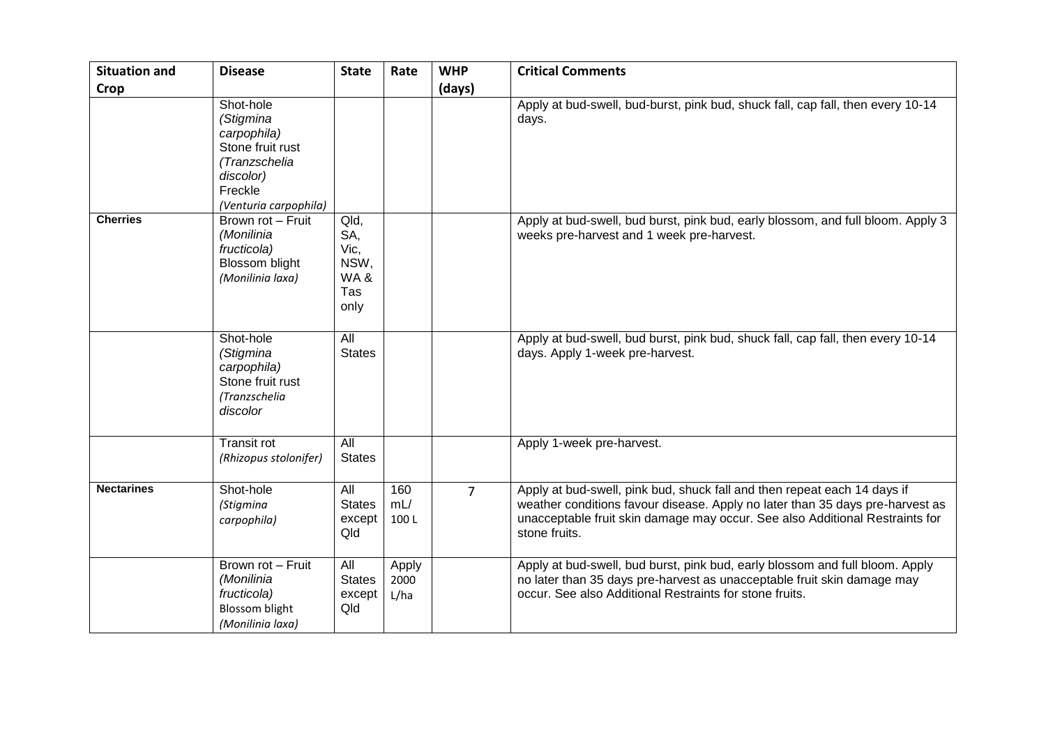| Situation and Crop | Disease | State | Rate | WHP (days) | Critical Comments |
|---|---|---|---|---|---|
| | Shot-hole *(Stigmina carpophila)* Stone fruit rust *(Tranzschelia discolor)* Freckle *(Venturia carpophila)* | | | | Apply at bud-swell, bud-burst, pink bud, shuck fall, cap fall, then every 10-14 days. |
| **Cherries** | Brown rot – Fruit *(Monilinia fructicola)* Blossom blight *(Monilinia laxa)* | Qld, SA, Vic, NSW, WA & Tas only | | | Apply at bud-swell, bud burst, pink bud, early blossom, and full bloom. Apply 3 weeks pre-harvest and 1 week pre-harvest. |
| | Shot-hole *(Stigmina carpophila)* Stone fruit rust *(Tranzschelia discolor* | All States | | | Apply at bud-swell, bud burst, pink bud, shuck fall, cap fall, then every 10-14 days. Apply 1-week pre-harvest. |
| | Transit rot *(Rhizopus stolonifer)* | All States | | | Apply 1-week pre-harvest. |
| **Nectarines** | Shot-hole *(Stigmina carpophila)* | All States except Qld | 160 mL/ 100 L | 7 | Apply at bud-swell, pink bud, shuck fall and then repeat each 14 days if weather conditions favour disease. Apply no later than 35 days pre-harvest as unacceptable fruit skin damage may occur. See also Additional Restraints for stone fruits. |
| | Brown rot – Fruit *(Monilinia fructicola)* Blossom blight *(Monilinia laxa)* | All States except Qld | Apply 2000 L/ha | | Apply at bud-swell, bud burst, pink bud, early blossom and full bloom. Apply no later than 35 days pre-harvest as unacceptable fruit skin damage may occur. See also Additional Restraints for stone fruits. |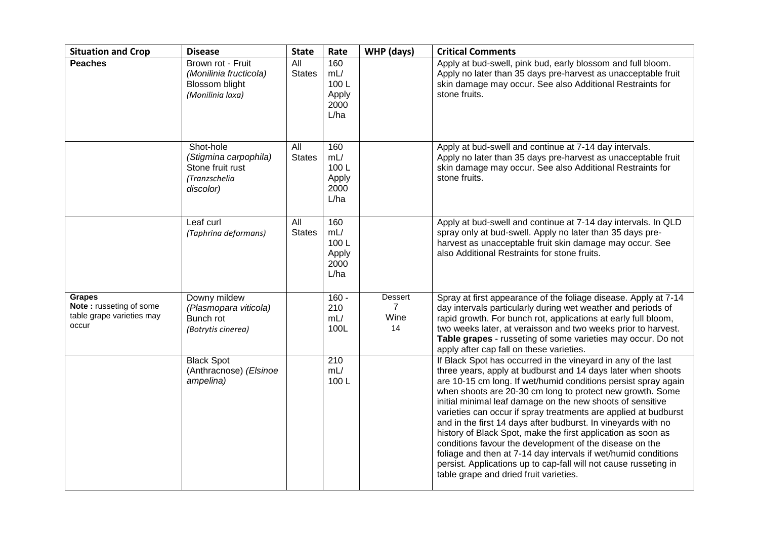| Situation and Crop | Disease | State | Rate | WHP (days) | Critical Comments |
|---|---|---|---|---|---|
| **Peaches** | Brown rot - Fruit *(Monilinia fructicola)* Blossom blight *(Monilinia laxa)* | All States | 160 mL/ 100 L Apply 2000 L/ha | | Apply at bud-swell, pink bud, early blossom and full bloom. Apply no later than 35 days pre-harvest as unacceptable fruit skin damage may occur. See also Additional Restraints for stone fruits. |
| | Shot-hole *(Stigmina carpophila)* Stone fruit rust *(Tranzschelia discolor)* | All States | 160 mL/ 100 L Apply 2000 L/ha | | Apply at bud-swell and continue at 7-14 day intervals. Apply no later than 35 days pre-harvest as unacceptable fruit skin damage may occur. See also Additional Restraints for stone fruits. |
| | Leaf curl *(Taphrina deformans)* | All States | 160 mL/ 100 L Apply 2000 L/ha | | Apply at bud-swell and continue at 7-14 day intervals. In QLD spray only at bud-swell. Apply no later than 35 days pre-harvest as unacceptable fruit skin damage may occur. See also Additional Restraints for stone fruits. |
| **Grapes** **Note :** russeting of some table grape varieties may occur | Downy mildew *(Plasmopara viticola)* Bunch rot *(Botrytis cinerea)* | | 160 - 210 mL/ 100L | Dessert 7 Wine 14 | Spray at first appearance of the foliage disease. Apply at 7-14 day intervals particularly during wet weather and periods of rapid growth. For bunch rot, applications at early full bloom, two weeks later, at veraisson and two weeks prior to harvest. **Table grapes** - russeting of some varieties may occur. Do not apply after cap fall on these varieties. |
| | Black Spot (Anthracnose) *(Elsinoe ampelina)* | | 210 mL/ 100 L | | If Black Spot has occurred in the vineyard in any of the last three years, apply at budburst and 14 days later when shoots are 10-15 cm long. If wet/humid conditions persist spray again when shoots are 20-30 cm long to protect new growth. Some initial minimal leaf damage on the new shoots of sensitive varieties can occur if spray treatments are applied at budburst and in the first 14 days after budburst. In vineyards with no history of Black Spot, make the first application as soon as conditions favour the development of the disease on the foliage and then at 7-14 day intervals if wet/humid conditions persist. Applications up to cap-fall will not cause russeting in table grape and dried fruit varieties. |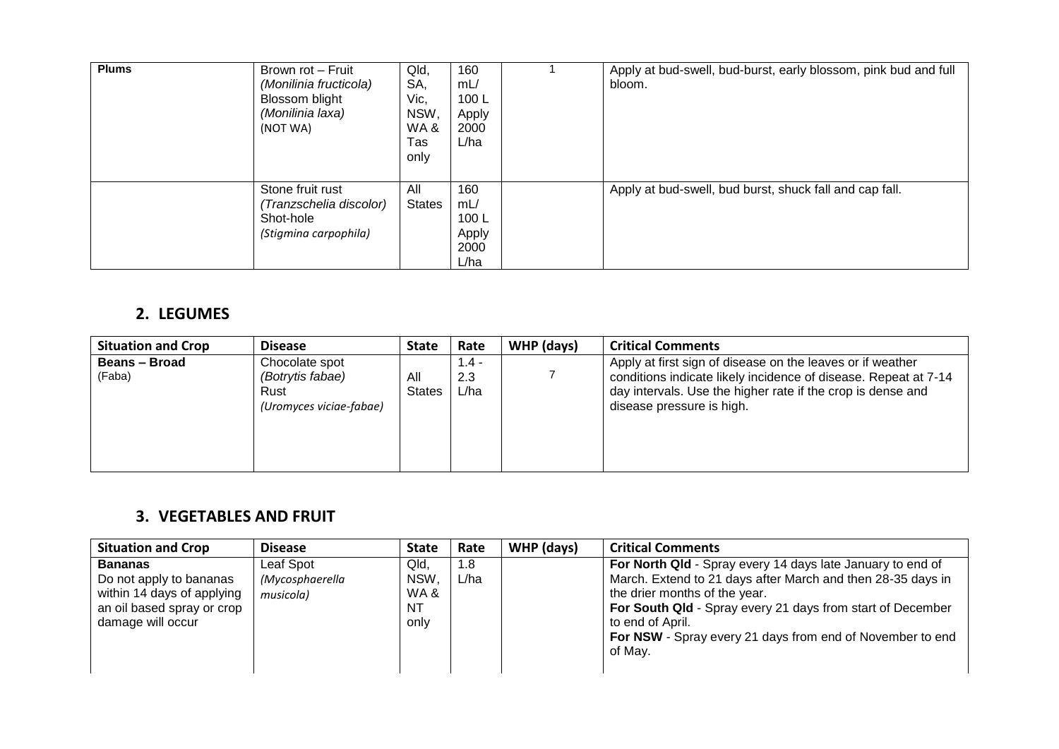| | | | | | |
|---|---|---|---|---|---|
| **Plums** | Brown rot – Fruit *(Monilinia fructicola)* Blossom blight *(Monilinia laxa)* (NOT WA) | Qld, SA, Vic, NSW, WA & Tas only | 160 mL/ 100 L Apply 2000 L/ha | 1 | Apply at bud-swell, bud-burst, early blossom, pink bud and full bloom. |
| | Stone fruit rust *(Tranzschelia discolor)* Shot-hole *(Stigmina carpophila)* | All States | 160 mL/ 100 L Apply 2000 L/ha | | Apply at bud-swell, bud burst, shuck fall and cap fall. |

## 2. LEGUMES

| Situation and Crop | Disease | State | Rate | WHP (days) | Critical Comments |
|---|---|---|---|---|---|
| **Beans – Broad** (Faba) | Chocolate spot *(Botrytis fabae)* Rust *(Uromyces viciae-fabae)* | All States | 1.4 - 2.3 L/ha | 7 | Apply at first sign of disease on the leaves or if weather conditions indicate likely incidence of disease. Repeat at 7-14 day intervals. Use the higher rate if the crop is dense and disease pressure is high. |

## 3. VEGETABLES AND FRUIT

| Situation and Crop | Disease | State | Rate | WHP (days) | Critical Comments |
|---|---|---|---|---|---|
| **Bananas** Do not apply to bananas within 14 days of applying an oil based spray or crop damage will occur | Leaf Spot *(Mycosphaerella musicola)* | Qld, NSW, WA & NT only | 1.8 L/ha | | **For North Qld** - Spray every 14 days late January to end of March. Extend to 21 days after March and then 28-35 days in the drier months of the year. **For South Qld** - Spray every 21 days from start of December to end of April. **For NSW** - Spray every 21 days from end of November to end of May. |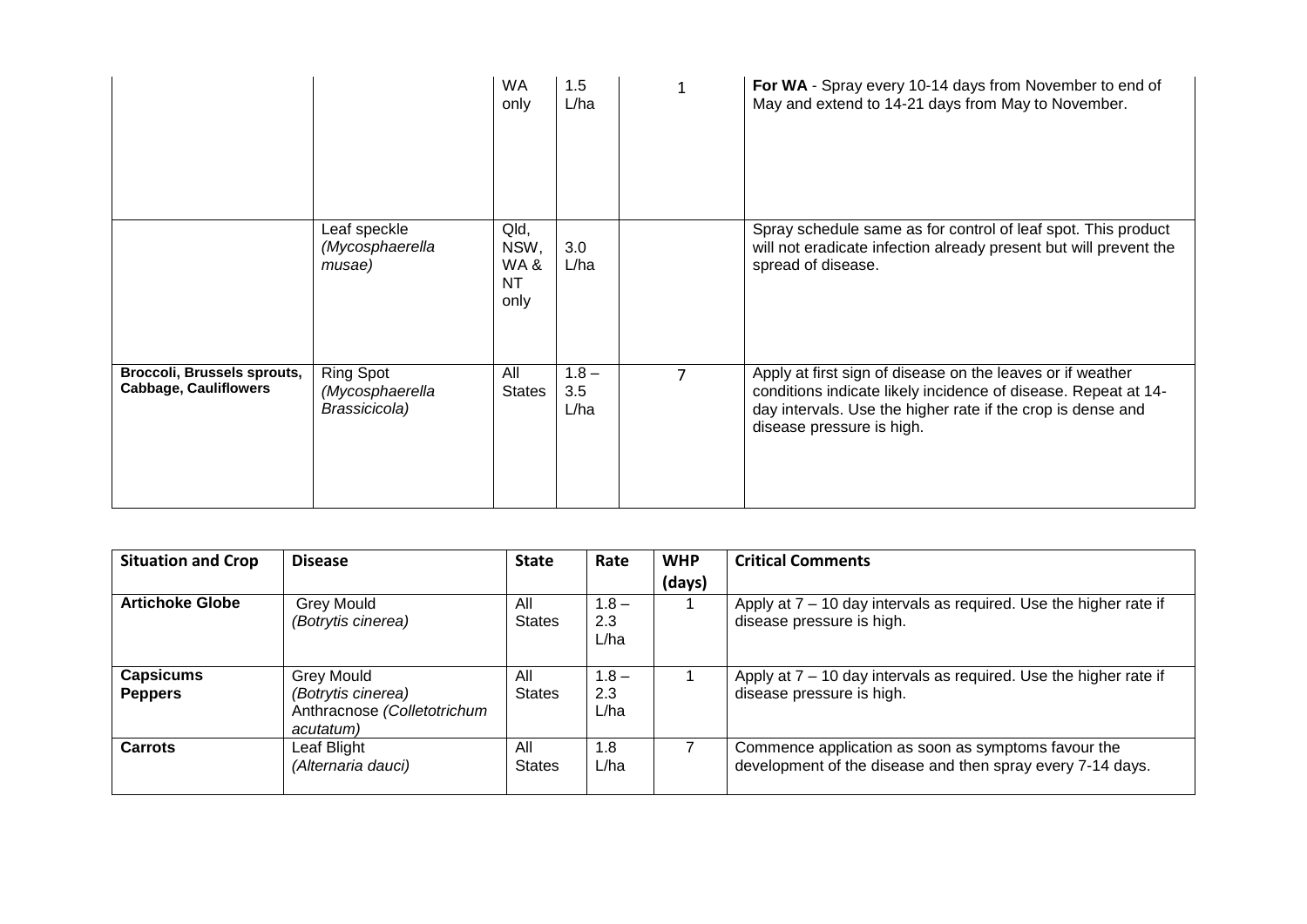| | | | | | |
|---|---|---|---|---|---|
| | | WA only | 1.5 L/ha | 1 | **For WA** - Spray every 10-14 days from November to end of May and extend to 14-21 days from May to November. |
| | Leaf speckle *(Mycosphaerella musae)* | Qld, NSW, WA & NT only | 3.0 L/ha | | Spray schedule same as for control of leaf spot. This product will not eradicate infection already present but will prevent the spread of disease. |
| **Broccoli, Brussels sprouts, Cabbage, Cauliflowers** | Ring Spot *(Mycosphaerella Brassicicola)* | All States | 1.8 – 3.5 L/ha | 7 | Apply at first sign of disease on the leaves or if weather conditions indicate likely incidence of disease. Repeat at 14-day intervals. Use the higher rate if the crop is dense and disease pressure is high. |

| Situation and Crop | Disease | State | Rate | WHP (days) | Critical Comments |
|---|---|---|---|---|---|
| **Artichoke Globe** | Grey Mould *(Botrytis cinerea)* | All States | 1.8 – 2.3 L/ha | 1 | Apply at 7 – 10 day intervals as required. Use the higher rate if disease pressure is high. |
| **Capsicums Peppers** | Grey Mould *(Botrytis cinerea)* Anthracnose *(Colletotrichum acutatum)* | All States | 1.8 – 2.3 L/ha | 1 | Apply at 7 – 10 day intervals as required. Use the higher rate if disease pressure is high. |
| **Carrots** | Leaf Blight *(Alternaria dauci)* | All States | 1.8 L/ha | 7 | Commence application as soon as symptoms favour the development of the disease and then spray every 7-14 days. |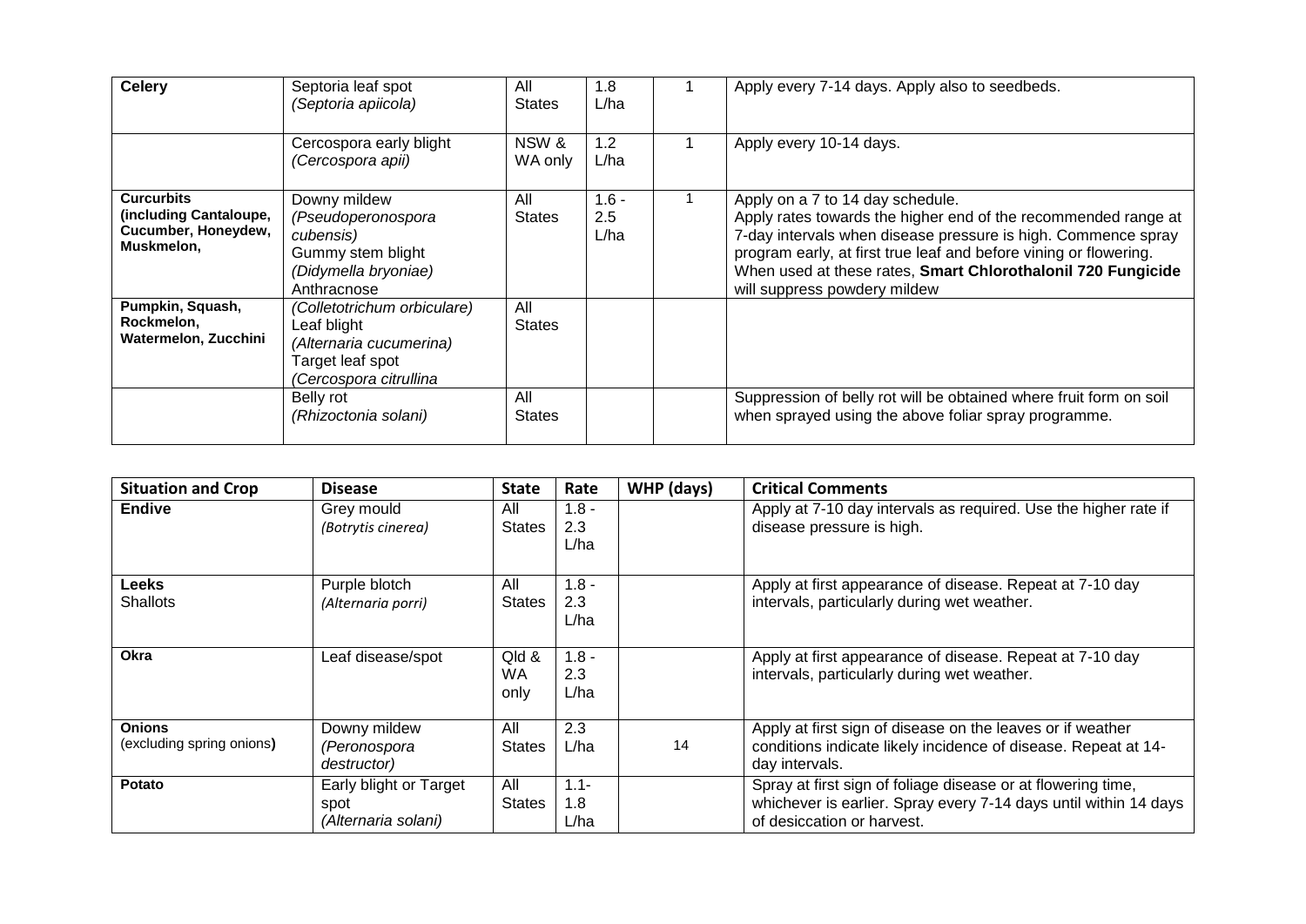| Celery | Septoria leaf spot *(Septoria apiicola)* | All States | 1.8 L/ha | 1 | Apply every 7-14 days. Apply also to seedbeds. |
|---|---|---|---|---|---|
| | Cercospora early blight *(Cercospora apii)* | NSW & WA only | 1.2 L/ha | 1 | Apply every 10-14 days. |
| **Curcurbits (including Cantaloupe, Cucumber, Honeydew, Muskmelon,** | Downy mildew *(Pseudoperonospora cubensis)* Gummy stem blight *(Didymella bryoniae)* Anthracnose | All States | 1.6 - 2.5 L/ha | 1 | Apply on a 7 to 14 day schedule. Apply rates towards the higher end of the recommended range at 7-day intervals when disease pressure is high. Commence spray program early, at first true leaf and before vining or flowering. When used at these rates, **Smart Chlorothalonil 720 Fungicide** will suppress powdery mildew |
| **Pumpkin, Squash, Rockmelon, Watermelon, Zucchini** | *(Colletotrichum orbiculare)* Leaf blight *(Alternaria cucumerina)* Target leaf spot *(Cercospora citrullina* | All States | | | |
| | Belly rot *(Rhizoctonia solani)* | All States | | | Suppression of belly rot will be obtained where fruit form on soil when sprayed using the above foliar spray programme. |

| Situation and Crop | Disease | State | Rate | WHP (days) | Critical Comments |
|---|---|---|---|---|---|
| **Endive** | Grey mould *(Botrytis cinerea)* | All States | 1.8 - 2.3 L/ha | | Apply at 7-10 day intervals as required. Use the higher rate if disease pressure is high. |
| **Leeks** Shallots | Purple blotch *(Alternaria porri)* | All States | 1.8 - 2.3 L/ha | | Apply at first appearance of disease. Repeat at 7-10 day intervals, particularly during wet weather. |
| **Okra** | Leaf disease/spot | Qld & WA only | 1.8 - 2.3 L/ha | | Apply at first appearance of disease. Repeat at 7-10 day intervals, particularly during wet weather. |
| **Onions** (excluding spring onions**)** | Downy mildew *(Peronospora destructor)* | All States | 2.3 L/ha | 14 | Apply at first sign of disease on the leaves or if weather conditions indicate likely incidence of disease. Repeat at 14-day intervals. |
| **Potato** | Early blight or Target spot *(Alternaria solani)* | All States | 1.1- 1.8 L/ha | | Spray at first sign of foliage disease or at flowering time, whichever is earlier. Spray every 7-14 days until within 14 days of desiccation or harvest. |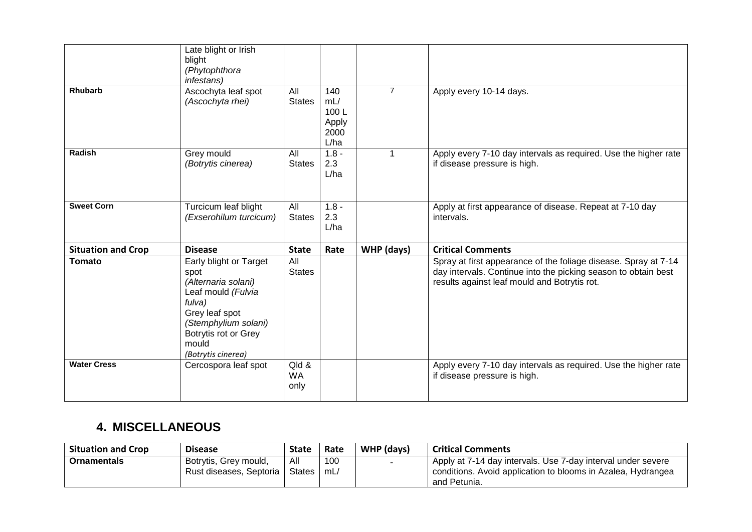| Situation and Crop | Disease | State | Rate | WHP (days) | Critical Comments |
|---|---|---|---|---|---|
| | Late blight or Irish blight *(Phytophthora infestans)* | | | | |
| **Rhubarb** | Ascochyta leaf spot *(Ascochyta rhei)* | All States | 140 mL/ 100 L Apply 2000 L/ha | 7 | Apply every 10-14 days. |
| **Radish** | Grey mould *(Botrytis cinerea)* | All States | 1.8 - 2.3 L/ha | 1 | Apply every 7-10 day intervals as required. Use the higher rate if disease pressure is high. |
| **Sweet Corn** | Turcicum leaf blight *(Exserohilum turcicum)* | All States | 1.8 - 2.3 L/ha | | Apply at first appearance of disease. Repeat at 7-10 day intervals. |
| **Situation and Crop** | **Disease** | **State** | **Rate** | **WHP (days)** | **Critical Comments** |
| **Tomato** | Early blight or Target spot *(Alternaria solani)* Leaf mould *(Fulvia fulva)* Grey leaf spot *(Stemphylium solani)* Botrytis rot or Grey mould *(Botrytis cinerea)* | All States | | | Spray at first appearance of the foliage disease. Spray at 7-14 day intervals. Continue into the picking season to obtain best results against leaf mould and Botrytis rot. |
| **Water Cress** | Cercospora leaf spot | Qld & WA only | | | Apply every 7-10 day intervals as required. Use the higher rate if disease pressure is high. |

## 4. MISCELLANEOUS

| Situation and Crop | Disease | State | Rate | WHP (days) | Critical Comments |
|---|---|---|---|---|---|
| **Ornamentals** | Botrytis, Grey mould, Rust diseases, Septoria | All States | 100 mL/ | - | Apply at 7-14 day intervals. Use 7-day interval under severe conditions. Avoid application to blooms in Azalea, Hydrangea and Petunia. |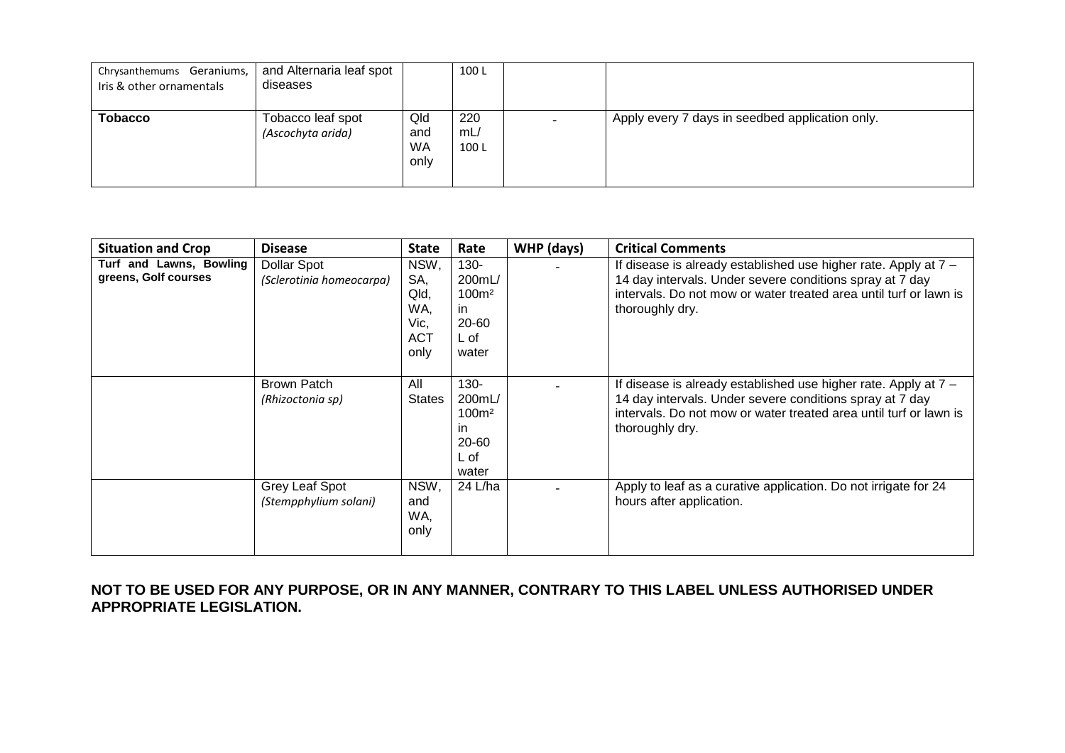| | | | | | |
|---|---|---|---|---|---|
| Chrysanthemums Geraniums, Iris & other ornamentals | and Alternaria leaf spot diseases | | 100 L | | |
| **Tobacco** | Tobacco leaf spot *(Ascochyta arida)* | Qld and WA only | 220 mL/ 100 L | - | Apply every 7 days in seedbed application only. |

| **Situation and Crop** | **Disease** | **State** | **Rate** | **WHP (days)** | **Critical Comments** |
|---|---|---|---|---|---|
| **Turf and Lawns, Bowling greens, Golf courses** | Dollar Spot *(Sclerotinia homeocarpa)* | NSW, SA, Qld, WA, Vic, ACT only | 130-200mL/ 100m² in 20-60 L of water | - | If disease is already established use higher rate. Apply at 7 – 14 day intervals. Under severe conditions spray at 7 day intervals. Do not mow or water treated area until turf or lawn is thoroughly dry. |
| | Brown Patch *(Rhizoctonia sp)* | All States | 130-200mL/ 100m² in 20-60 L of water | - | If disease is already established use higher rate. Apply at 7 – 14 day intervals. Under severe conditions spray at 7 day intervals. Do not mow or water treated area until turf or lawn is thoroughly dry. |
| | Grey Leaf Spot *(Stempphylium solani)* | NSW, and WA, only | 24 L/ha | - | Apply to leaf as a curative application. Do not irrigate for 24 hours after application. |

**NOT TO BE USED FOR ANY PURPOSE, OR IN ANY MANNER, CONTRARY TO THIS LABEL UNLESS AUTHORISED UNDER APPROPRIATE LEGISLATION.**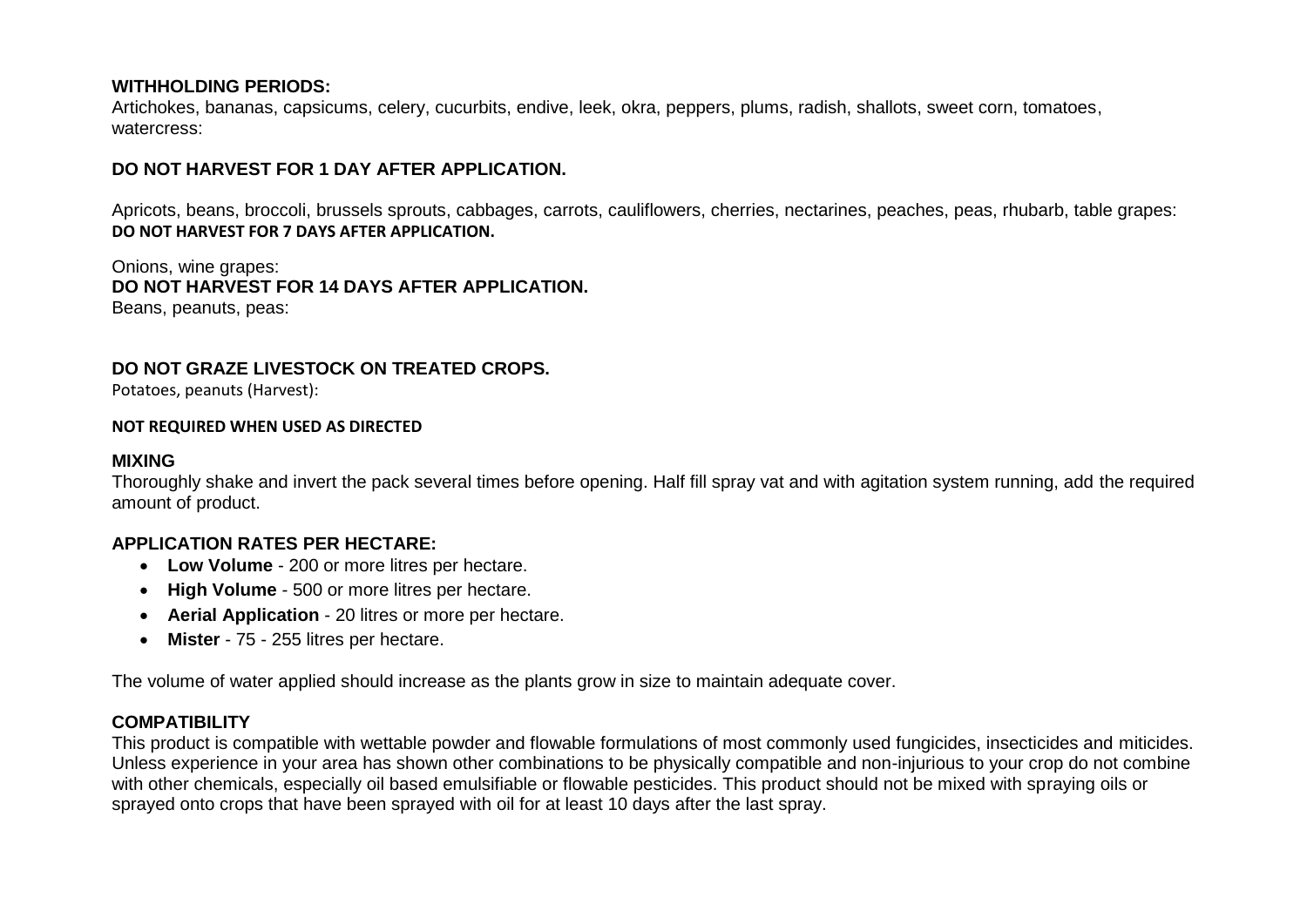**WITHHOLDING PERIODS:**
Artichokes, bananas, capsicums, celery, cucurbits, endive, leek, okra, peppers, plums, radish, shallots, sweet corn, tomatoes, watercress:

**DO NOT HARVEST FOR 1 DAY AFTER APPLICATION.**

Apricots, beans, broccoli, brussels sprouts, cabbages, carrots, cauliflowers, cherries, nectarines, peaches, peas, rhubarb, table grapes:
**DO NOT HARVEST FOR 7 DAYS AFTER APPLICATION.**

Onions, wine grapes:
**DO NOT HARVEST FOR 14 DAYS AFTER APPLICATION.**
Beans, peanuts, peas:

**DO NOT GRAZE LIVESTOCK ON TREATED CROPS.**
Potatoes, peanuts (Harvest):

**NOT REQUIRED WHEN USED AS DIRECTED**

**MIXING**
Thoroughly shake and invert the pack several times before opening. Half fill spray vat and with agitation system running, add the required amount of product.

**APPLICATION RATES PER HECTARE:**

- **Low Volume** - 200 or more litres per hectare.
- **High Volume** - 500 or more litres per hectare.
- **Aerial Application** - 20 litres or more per hectare.
- **Mister** - 75 - 255 litres per hectare.

The volume of water applied should increase as the plants grow in size to maintain adequate cover.

**COMPATIBILITY**
This product is compatible with wettable powder and flowable formulations of most commonly used fungicides, insecticides and miticides. Unless experience in your area has shown other combinations to be physically compatible and non-injurious to your crop do not combine with other chemicals, especially oil based emulsifiable or flowable pesticides. This product should not be mixed with spraying oils or sprayed onto crops that have been sprayed with oil for at least 10 days after the last spray.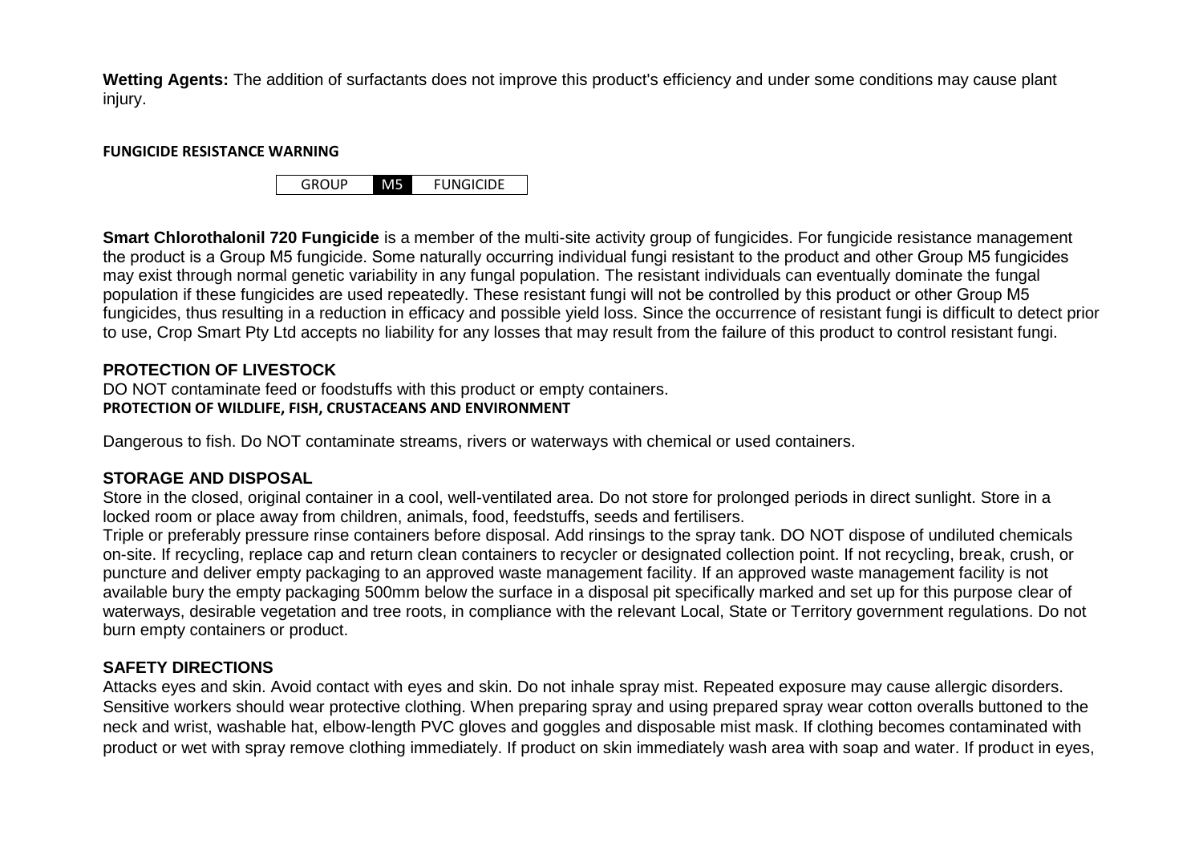**Wetting Agents:** The addition of surfactants does not improve this product's efficiency and under some conditions may cause plant injury.

**FUNGICIDE RESISTANCE WARNING**

| GROUP | M5 | FUNGICIDE |
|---|---|---|

**Smart Chlorothalonil 720 Fungicide** is a member of the multi-site activity group of fungicides. For fungicide resistance management the product is a Group M5 fungicide. Some naturally occurring individual fungi resistant to the product and other Group M5 fungicides may exist through normal genetic variability in any fungal population. The resistant individuals can eventually dominate the fungal population if these fungicides are used repeatedly. These resistant fungi will not be controlled by this product or other Group M5 fungicides, thus resulting in a reduction in efficacy and possible yield loss. Since the occurrence of resistant fungi is difficult to detect prior to use, Crop Smart Pty Ltd accepts no liability for any losses that may result from the failure of this product to control resistant fungi.

**PROTECTION OF LIVESTOCK**

DO NOT contaminate feed or foodstuffs with this product or empty containers.

**PROTECTION OF WILDLIFE, FISH, CRUSTACEANS AND ENVIRONMENT**

Dangerous to fish. Do NOT contaminate streams, rivers or waterways with chemical or used containers.

**STORAGE AND DISPOSAL**

Store in the closed, original container in a cool, well-ventilated area. Do not store for prolonged periods in direct sunlight. Store in a locked room or place away from children, animals, food, feedstuffs, seeds and fertilisers.

Triple or preferably pressure rinse containers before disposal. Add rinsings to the spray tank. DO NOT dispose of undiluted chemicals on-site. If recycling, replace cap and return clean containers to recycler or designated collection point. If not recycling, break, crush, or puncture and deliver empty packaging to an approved waste management facility. If an approved waste management facility is not available bury the empty packaging 500mm below the surface in a disposal pit specifically marked and set up for this purpose clear of waterways, desirable vegetation and tree roots, in compliance with the relevant Local, State or Territory government regulations. Do not burn empty containers or product.

**SAFETY DIRECTIONS**

Attacks eyes and skin. Avoid contact with eyes and skin. Do not inhale spray mist. Repeated exposure may cause allergic disorders. Sensitive workers should wear protective clothing. When preparing spray and using prepared spray wear cotton overalls buttoned to the neck and wrist, washable hat, elbow-length PVC gloves and goggles and disposable mist mask. If clothing becomes contaminated with product or wet with spray remove clothing immediately. If product on skin immediately wash area with soap and water. If product in eyes,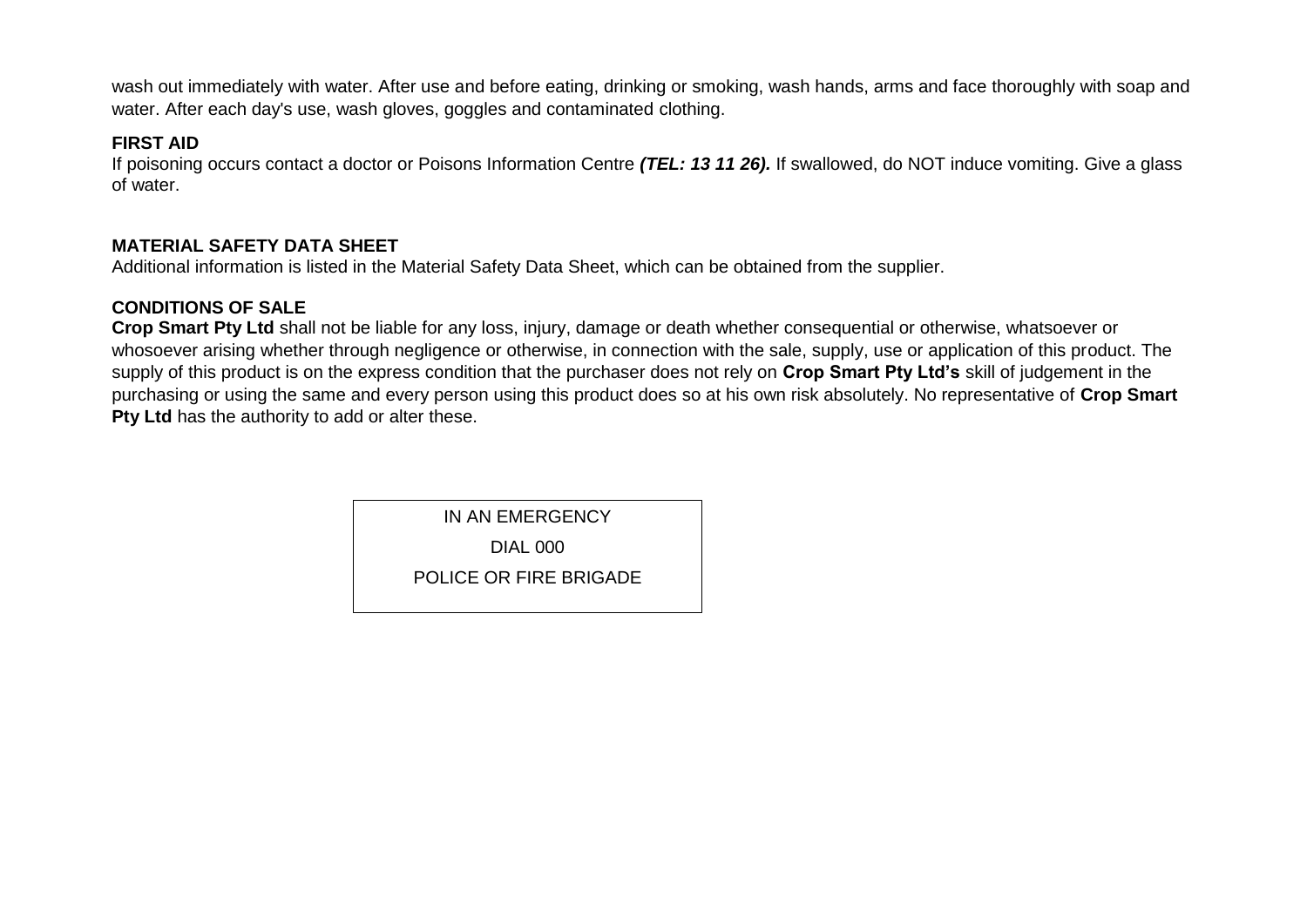wash out immediately with water. After use and before eating, drinking or smoking, wash hands, arms and face thoroughly with soap and water. After each day's use, wash gloves, goggles and contaminated clothing.

**FIRST AID**

If poisoning occurs contact a doctor or Poisons Information Centre ***(TEL: 13 11 26).*** If swallowed, do NOT induce vomiting. Give a glass of water.

**MATERIAL SAFETY DATA SHEET**

Additional information is listed in the Material Safety Data Sheet, which can be obtained from the supplier.

**CONDITIONS OF SALE**

**Crop Smart Pty Ltd** shall not be liable for any loss, injury, damage or death whether consequential or otherwise, whatsoever or whosoever arising whether through negligence or otherwise, in connection with the sale, supply, use or application of this product. The supply of this product is on the express condition that the purchaser does not rely on **Crop Smart Pty Ltd's** skill of judgement in the purchasing or using the same and every person using this product does so at his own risk absolutely. No representative of **Crop Smart Pty Ltd** has the authority to add or alter these.

IN AN EMERGENCY

DIAL 000

POLICE OR FIRE BRIGADE